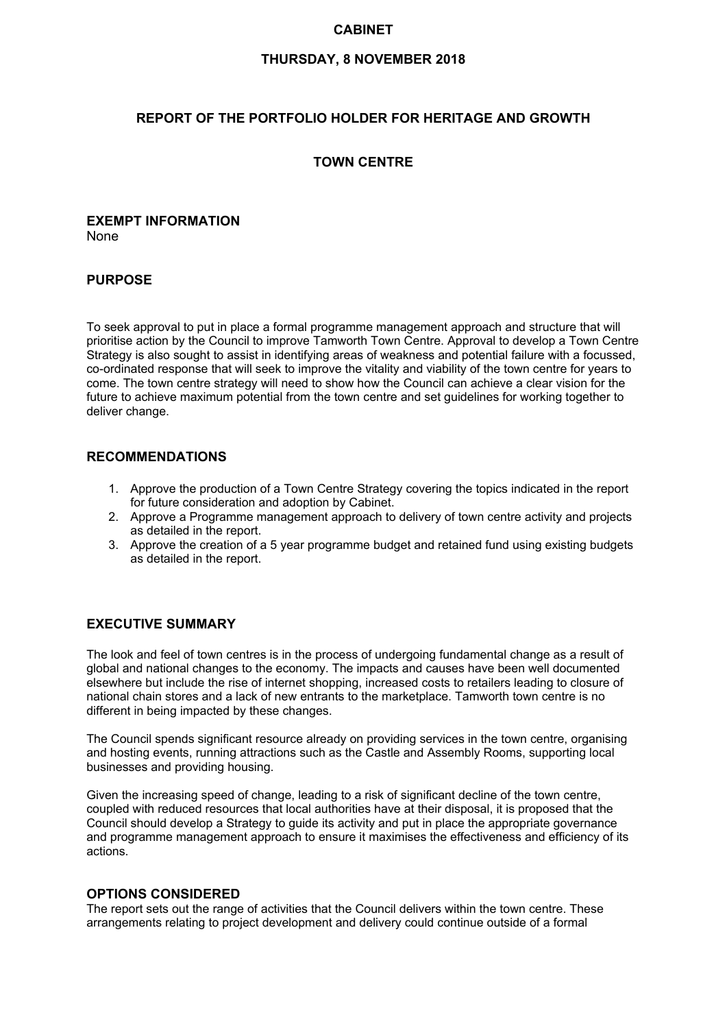# CABINET

## THURSDAY, 8 NOVEMBER 2018

## REPORT OF THE PORTFOLIO HOLDER FOR HERITAGE AND GROWTH

## TOWN CENTRE

### EXEMPT INFORMATION

None

### PURPOSE

To seek approval to put in place a formal programme management approach and structure that will prioritise action by the Council to improve Tamworth Town Centre. Approval to develop a Town Centre Strategy is also sought to assist in identifying areas of weakness and potential failure with a focussed, co-ordinated response that will seek to improve the vitality and viability of the town centre for years to come. The town centre strategy will need to show how the Council can achieve a clear vision for the future to achieve maximum potential from the town centre and set guidelines for working together to deliver change.

### RECOMMENDATIONS

1. Approve the production of a Town Centre Strategy covering the topics indicated in the report for future consideration and adoption by Cabinet.
2. Approve a Programme management approach to delivery of town centre activity and projects as detailed in the report.
3. Approve the creation of a 5 year programme budget and retained fund using existing budgets as detailed in the report.

### EXECUTIVE SUMMARY

The look and feel of town centres is in the process of undergoing fundamental change as a result of global and national changes to the economy. The impacts and causes have been well documented elsewhere but include the rise of internet shopping, increased costs to retailers leading to closure of national chain stores and a lack of new entrants to the marketplace. Tamworth town centre is no different in being impacted by these changes.

The Council spends significant resource already on providing services in the town centre, organising and hosting events, running attractions such as the Castle and Assembly Rooms, supporting local businesses and providing housing.

Given the increasing speed of change, leading to a risk of significant decline of the town centre, coupled with reduced resources that local authorities have at their disposal, it is proposed that the Council should develop a Strategy to guide its activity and put in place the appropriate governance and programme management approach to ensure it maximises the effectiveness and efficiency of its actions.

### OPTIONS CONSIDERED

The report sets out the range of activities that the Council delivers within the town centre. These arrangements relating to project development and delivery could continue outside of a formal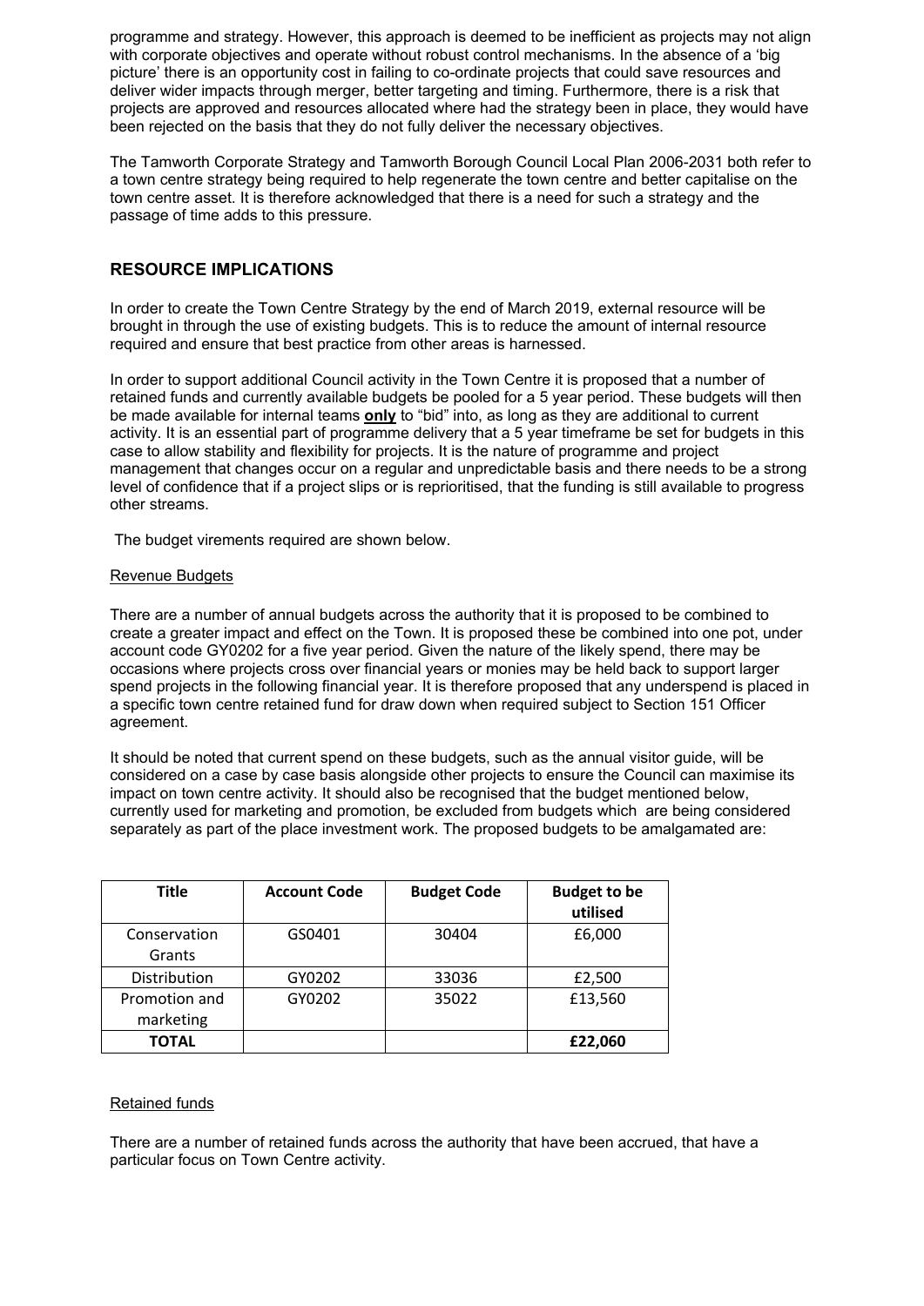programme and strategy. However, this approach is deemed to be inefficient as projects may not align with corporate objectives and operate without robust control mechanisms. In the absence of a 'big picture' there is an opportunity cost in failing to co-ordinate projects that could save resources and deliver wider impacts through merger, better targeting and timing. Furthermore, there is a risk that projects are approved and resources allocated where had the strategy been in place, they would have been rejected on the basis that they do not fully deliver the necessary objectives.

The Tamworth Corporate Strategy and Tamworth Borough Council Local Plan 2006-2031 both refer to a town centre strategy being required to help regenerate the town centre and better capitalise on the town centre asset. It is therefore acknowledged that there is a need for such a strategy and the passage of time adds to this pressure.

## RESOURCE IMPLICATIONS

In order to create the Town Centre Strategy by the end of March 2019, external resource will be brought in through the use of existing budgets. This is to reduce the amount of internal resource required and ensure that best practice from other areas is harnessed.

In order to support additional Council activity in the Town Centre it is proposed that a number of retained funds and currently available budgets be pooled for a 5 year period. These budgets will then be made available for internal teams **only** to "bid" into, as long as they are additional to current activity. It is an essential part of programme delivery that a 5 year timeframe be set for budgets in this case to allow stability and flexibility for projects. It is the nature of programme and project management that changes occur on a regular and unpredictable basis and there needs to be a strong level of confidence that if a project slips or is reprioritised, that the funding is still available to progress other streams.

The budget virements required are shown below.

Revenue Budgets

There are a number of annual budgets across the authority that it is proposed to be combined to create a greater impact and effect on the Town. It is proposed these be combined into one pot, under account code GY0202 for a five year period. Given the nature of the likely spend, there may be occasions where projects cross over financial years or monies may be held back to support larger spend projects in the following financial year. It is therefore proposed that any underspend is placed in a specific town centre retained fund for draw down when required subject to Section 151 Officer agreement.

It should be noted that current spend on these budgets, such as the annual visitor guide, will be considered on a case by case basis alongside other projects to ensure the Council can maximise its impact on town centre activity. It should also be recognised that the budget mentioned below, currently used for marketing and promotion, be excluded from budgets which are being considered separately as part of the place investment work. The proposed budgets to be amalgamated are:

| Title | Account Code | Budget Code | Budget to be utilised |
|---|---|---|---|
| Conservation Grants | GS0401 | 30404 | £6,000 |
| Distribution | GY0202 | 33036 | £2,500 |
| Promotion and marketing | GY0202 | 35022 | £13,560 |
| **TOTAL** | | | **£22,060** |

Retained funds

There are a number of retained funds across the authority that have been accrued, that have a particular focus on Town Centre activity.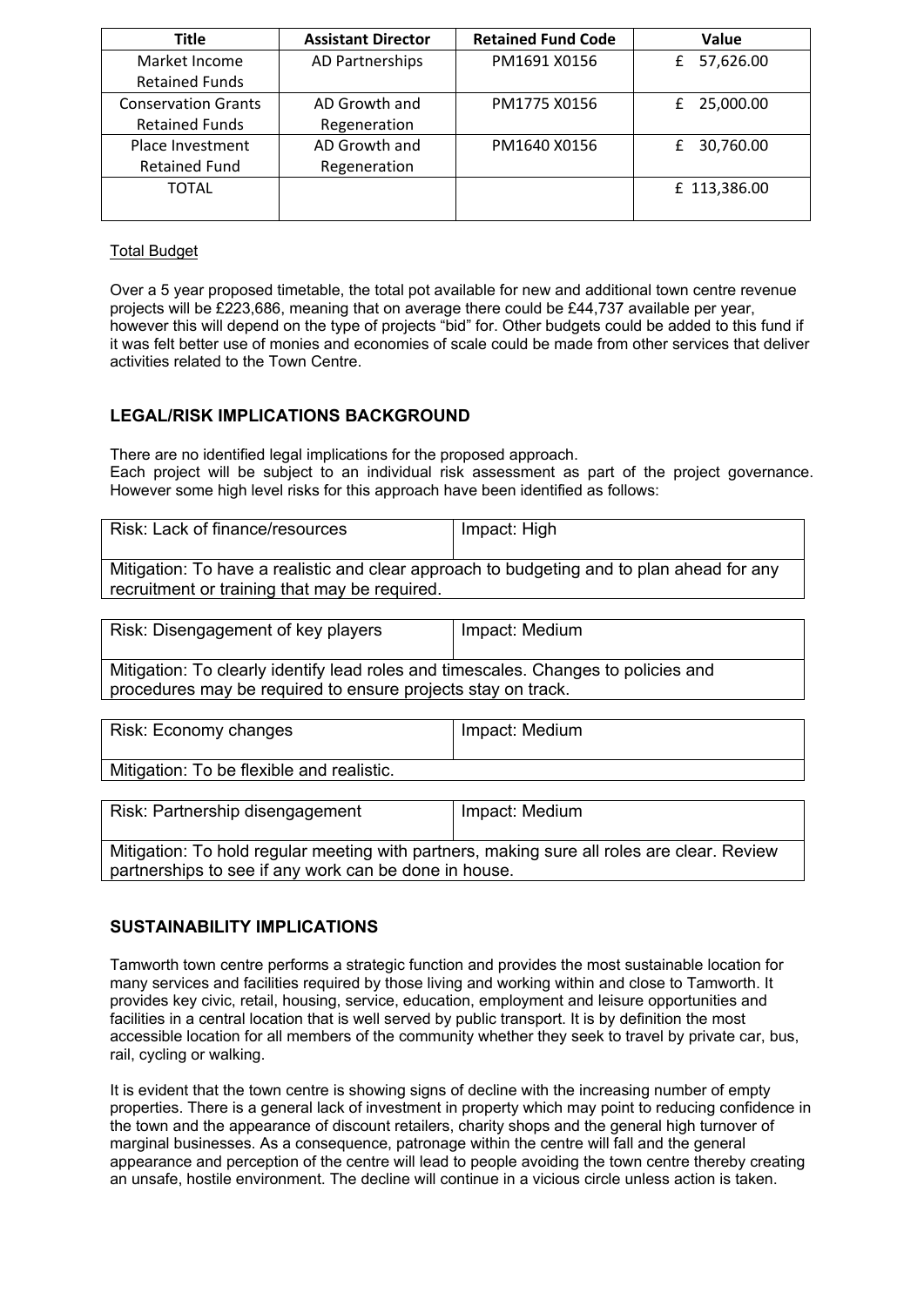| Title | Assistant Director | Retained Fund Code | Value |
| --- | --- | --- | --- |
| Market Income Retained Funds | AD Partnerships | PM1691 X0156 | £ 57,626.00 |
| Conservation Grants Retained Funds | AD Growth and Regeneration | PM1775 X0156 | £ 25,000.00 |
| Place Investment Retained Fund | AD Growth and Regeneration | PM1640 X0156 | £ 30,760.00 |
| TOTAL | | | £ 113,386.00 |

Total Budget

Over a 5 year proposed timetable, the total pot available for new and additional town centre revenue projects will be £223,686, meaning that on average there could be £44,737 available per year, however this will depend on the type of projects "bid" for. Other budgets could be added to this fund if it was felt better use of monies and economies of scale could be made from other services that deliver activities related to the Town Centre.

## LEGAL/RISK IMPLICATIONS BACKGROUND

There are no identified legal implications for the proposed approach.
Each project will be subject to an individual risk assessment as part of the project governance. However some high level risks for this approach have been identified as follows:

| Risk: Lack of finance/resources | Impact: High |
| --- | --- |
| Mitigation: To have a realistic and clear approach to budgeting and to plan ahead for any recruitment or training that may be required. | |

| Risk: Disengagement of key players | Impact: Medium |
| --- | --- |
| Mitigation: To clearly identify lead roles and timescales. Changes to policies and procedures may be required to ensure projects stay on track. | |

| Risk: Economy changes | Impact: Medium |
| --- | --- |
| Mitigation: To be flexible and realistic. | |

| Risk: Partnership disengagement | Impact: Medium |
| --- | --- |
| Mitigation: To hold regular meeting with partners, making sure all roles are clear. Review partnerships to see if any work can be done in house. | |

## SUSTAINABILITY IMPLICATIONS

Tamworth town centre performs a strategic function and provides the most sustainable location for many services and facilities required by those living and working within and close to Tamworth. It provides key civic, retail, housing, service, education, employment and leisure opportunities and facilities in a central location that is well served by public transport. It is by definition the most accessible location for all members of the community whether they seek to travel by private car, bus, rail, cycling or walking.

It is evident that the town centre is showing signs of decline with the increasing number of empty properties. There is a general lack of investment in property which may point to reducing confidence in the town and the appearance of discount retailers, charity shops and the general high turnover of marginal businesses. As a consequence, patronage within the centre will fall and the general appearance and perception of the centre will lead to people avoiding the town centre thereby creating an unsafe, hostile environment. The decline will continue in a vicious circle unless action is taken.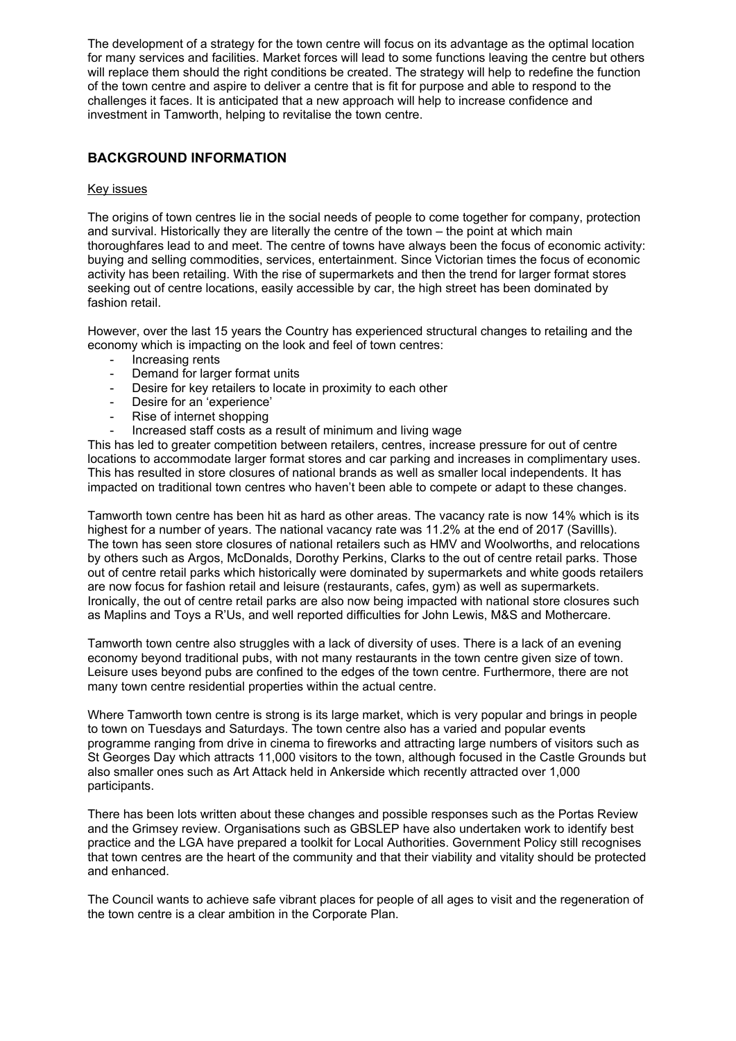The development of a strategy for the town centre will focus on its advantage as the optimal location for many services and facilities. Market forces will lead to some functions leaving the centre but others will replace them should the right conditions be created. The strategy will help to redefine the function of the town centre and aspire to deliver a centre that is fit for purpose and able to respond to the challenges it faces. It is anticipated that a new approach will help to increase confidence and investment in Tamworth, helping to revitalise the town centre.

## BACKGROUND INFORMATION

Key issues

The origins of town centres lie in the social needs of people to come together for company, protection and survival. Historically they are literally the centre of the town – the point at which main thoroughfares lead to and meet. The centre of towns have always been the focus of economic activity: buying and selling commodities, services, entertainment. Since Victorian times the focus of economic activity has been retailing. With the rise of supermarkets and then the trend for larger format stores seeking out of centre locations, easily accessible by car, the high street has been dominated by fashion retail.

However, over the last 15 years the Country has experienced structural changes to retailing and the economy which is impacting on the look and feel of town centres:

- Increasing rents
- Demand for larger format units
- Desire for key retailers to locate in proximity to each other
- Desire for an 'experience'
- Rise of internet shopping
- Increased staff costs as a result of minimum and living wage

This has led to greater competition between retailers, centres, increase pressure for out of centre locations to accommodate larger format stores and car parking and increases in complimentary uses. This has resulted in store closures of national brands as well as smaller local independents. It has impacted on traditional town centres who haven't been able to compete or adapt to these changes.

Tamworth town centre has been hit as hard as other areas. The vacancy rate is now 14% which is its highest for a number of years. The national vacancy rate was 11.2% at the end of 2017 (Savillls). The town has seen store closures of national retailers such as HMV and Woolworths, and relocations by others such as Argos, McDonalds, Dorothy Perkins, Clarks to the out of centre retail parks. Those out of centre retail parks which historically were dominated by supermarkets and white goods retailers are now focus for fashion retail and leisure (restaurants, cafes, gym) as well as supermarkets. Ironically, the out of centre retail parks are also now being impacted with national store closures such as Maplins and Toys a R'Us, and well reported difficulties for John Lewis, M&S and Mothercare.

Tamworth town centre also struggles with a lack of diversity of uses. There is a lack of an evening economy beyond traditional pubs, with not many restaurants in the town centre given size of town. Leisure uses beyond pubs are confined to the edges of the town centre. Furthermore, there are not many town centre residential properties within the actual centre.

Where Tamworth town centre is strong is its large market, which is very popular and brings in people to town on Tuesdays and Saturdays. The town centre also has a varied and popular events programme ranging from drive in cinema to fireworks and attracting large numbers of visitors such as St Georges Day which attracts 11,000 visitors to the town, although focused in the Castle Grounds but also smaller ones such as Art Attack held in Ankerside which recently attracted over 1,000 participants.

There has been lots written about these changes and possible responses such as the Portas Review and the Grimsey review. Organisations such as GBSLEP have also undertaken work to identify best practice and the LGA have prepared a toolkit for Local Authorities. Government Policy still recognises that town centres are the heart of the community and that their viability and vitality should be protected and enhanced.

The Council wants to achieve safe vibrant places for people of all ages to visit and the regeneration of the town centre is a clear ambition in the Corporate Plan.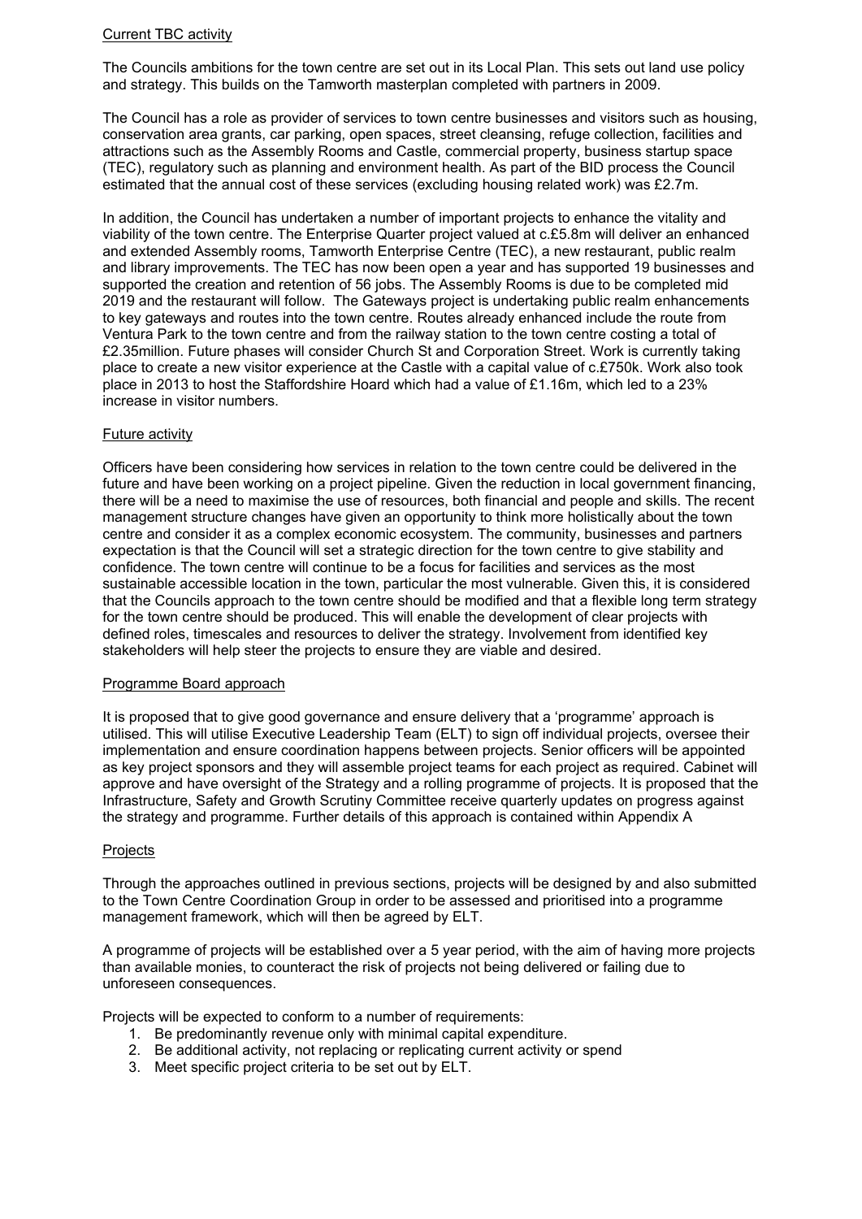## Current TBC activity

The Councils ambitions for the town centre are set out in its Local Plan. This sets out land use policy and strategy. This builds on the Tamworth masterplan completed with partners in 2009.

The Council has a role as provider of services to town centre businesses and visitors such as housing, conservation area grants, car parking, open spaces, street cleansing, refuge collection, facilities and attractions such as the Assembly Rooms and Castle, commercial property, business startup space (TEC), regulatory such as planning and environment health. As part of the BID process the Council estimated that the annual cost of these services (excluding housing related work) was £2.7m.

In addition, the Council has undertaken a number of important projects to enhance the vitality and viability of the town centre. The Enterprise Quarter project valued at c.£5.8m will deliver an enhanced and extended Assembly rooms, Tamworth Enterprise Centre (TEC), a new restaurant, public realm and library improvements. The TEC has now been open a year and has supported 19 businesses and supported the creation and retention of 56 jobs. The Assembly Rooms is due to be completed mid 2019 and the restaurant will follow. The Gateways project is undertaking public realm enhancements to key gateways and routes into the town centre. Routes already enhanced include the route from Ventura Park to the town centre and from the railway station to the town centre costing a total of £2.35million. Future phases will consider Church St and Corporation Street. Work is currently taking place to create a new visitor experience at the Castle with a capital value of c.£750k. Work also took place in 2013 to host the Staffordshire Hoard which had a value of £1.16m, which led to a 23% increase in visitor numbers.

## Future activity

Officers have been considering how services in relation to the town centre could be delivered in the future and have been working on a project pipeline. Given the reduction in local government financing, there will be a need to maximise the use of resources, both financial and people and skills. The recent management structure changes have given an opportunity to think more holistically about the town centre and consider it as a complex economic ecosystem. The community, businesses and partners expectation is that the Council will set a strategic direction for the town centre to give stability and confidence. The town centre will continue to be a focus for facilities and services as the most sustainable accessible location in the town, particular the most vulnerable. Given this, it is considered that the Councils approach to the town centre should be modified and that a flexible long term strategy for the town centre should be produced. This will enable the development of clear projects with defined roles, timescales and resources to deliver the strategy. Involvement from identified key stakeholders will help steer the projects to ensure they are viable and desired.

## Programme Board approach

It is proposed that to give good governance and ensure delivery that a 'programme' approach is utilised. This will utilise Executive Leadership Team (ELT) to sign off individual projects, oversee their implementation and ensure coordination happens between projects. Senior officers will be appointed as key project sponsors and they will assemble project teams for each project as required. Cabinet will approve and have oversight of the Strategy and a rolling programme of projects. It is proposed that the Infrastructure, Safety and Growth Scrutiny Committee receive quarterly updates on progress against the strategy and programme. Further details of this approach is contained within Appendix A

## Projects

Through the approaches outlined in previous sections, projects will be designed by and also submitted to the Town Centre Coordination Group in order to be assessed and prioritised into a programme management framework, which will then be agreed by ELT.

A programme of projects will be established over a 5 year period, with the aim of having more projects than available monies, to counteract the risk of projects not being delivered or failing due to unforeseen consequences.

Projects will be expected to conform to a number of requirements:

1. Be predominantly revenue only with minimal capital expenditure.
2. Be additional activity, not replacing or replicating current activity or spend
3. Meet specific project criteria to be set out by ELT.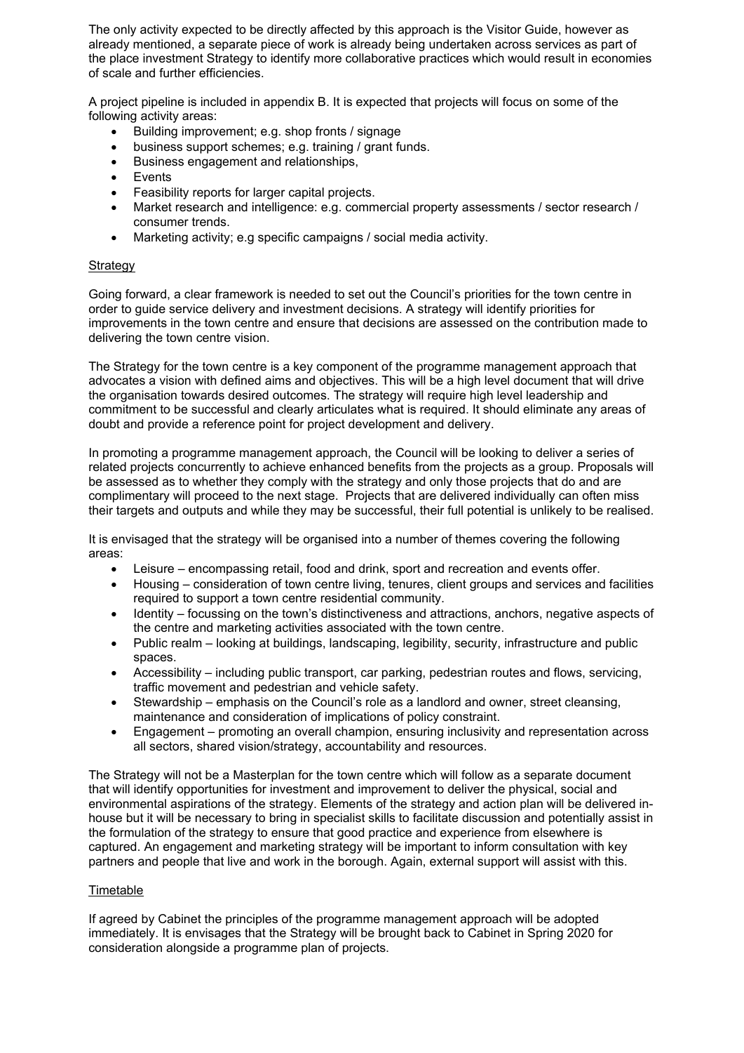The only activity expected to be directly affected by this approach is the Visitor Guide, however as already mentioned, a separate piece of work is already being undertaken across services as part of the place investment Strategy to identify more collaborative practices which would result in economies of scale and further efficiencies.

A project pipeline is included in appendix B. It is expected that projects will focus on some of the following activity areas:

- Building improvement; e.g. shop fronts / signage
- business support schemes; e.g. training / grant funds.
- Business engagement and relationships,
- Events
- Feasibility reports for larger capital projects.
- Market research and intelligence: e.g. commercial property assessments / sector research / consumer trends.
- Marketing activity; e.g specific campaigns / social media activity.

Strategy

Going forward, a clear framework is needed to set out the Council's priorities for the town centre in order to guide service delivery and investment decisions. A strategy will identify priorities for improvements in the town centre and ensure that decisions are assessed on the contribution made to delivering the town centre vision.

The Strategy for the town centre is a key component of the programme management approach that advocates a vision with defined aims and objectives. This will be a high level document that will drive the organisation towards desired outcomes. The strategy will require high level leadership and commitment to be successful and clearly articulates what is required. It should eliminate any areas of doubt and provide a reference point for project development and delivery.

In promoting a programme management approach, the Council will be looking to deliver a series of related projects concurrently to achieve enhanced benefits from the projects as a group. Proposals will be assessed as to whether they comply with the strategy and only those projects that do and are complimentary will proceed to the next stage. Projects that are delivered individually can often miss their targets and outputs and while they may be successful, their full potential is unlikely to be realised.

It is envisaged that the strategy will be organised into a number of themes covering the following areas:

- Leisure – encompassing retail, food and drink, sport and recreation and events offer.
- Housing – consideration of town centre living, tenures, client groups and services and facilities required to support a town centre residential community.
- Identity – focussing on the town's distinctiveness and attractions, anchors, negative aspects of the centre and marketing activities associated with the town centre.
- Public realm – looking at buildings, landscaping, legibility, security, infrastructure and public spaces.
- Accessibility – including public transport, car parking, pedestrian routes and flows, servicing, traffic movement and pedestrian and vehicle safety.
- Stewardship – emphasis on the Council's role as a landlord and owner, street cleansing, maintenance and consideration of implications of policy constraint.
- Engagement – promoting an overall champion, ensuring inclusivity and representation across all sectors, shared vision/strategy, accountability and resources.

The Strategy will not be a Masterplan for the town centre which will follow as a separate document that will identify opportunities for investment and improvement to deliver the physical, social and environmental aspirations of the strategy. Elements of the strategy and action plan will be delivered in-house but it will be necessary to bring in specialist skills to facilitate discussion and potentially assist in the formulation of the strategy to ensure that good practice and experience from elsewhere is captured. An engagement and marketing strategy will be important to inform consultation with key partners and people that live and work in the borough. Again, external support will assist with this.

Timetable

If agreed by Cabinet the principles of the programme management approach will be adopted immediately. It is envisages that the Strategy will be brought back to Cabinet in Spring 2020 for consideration alongside a programme plan of projects.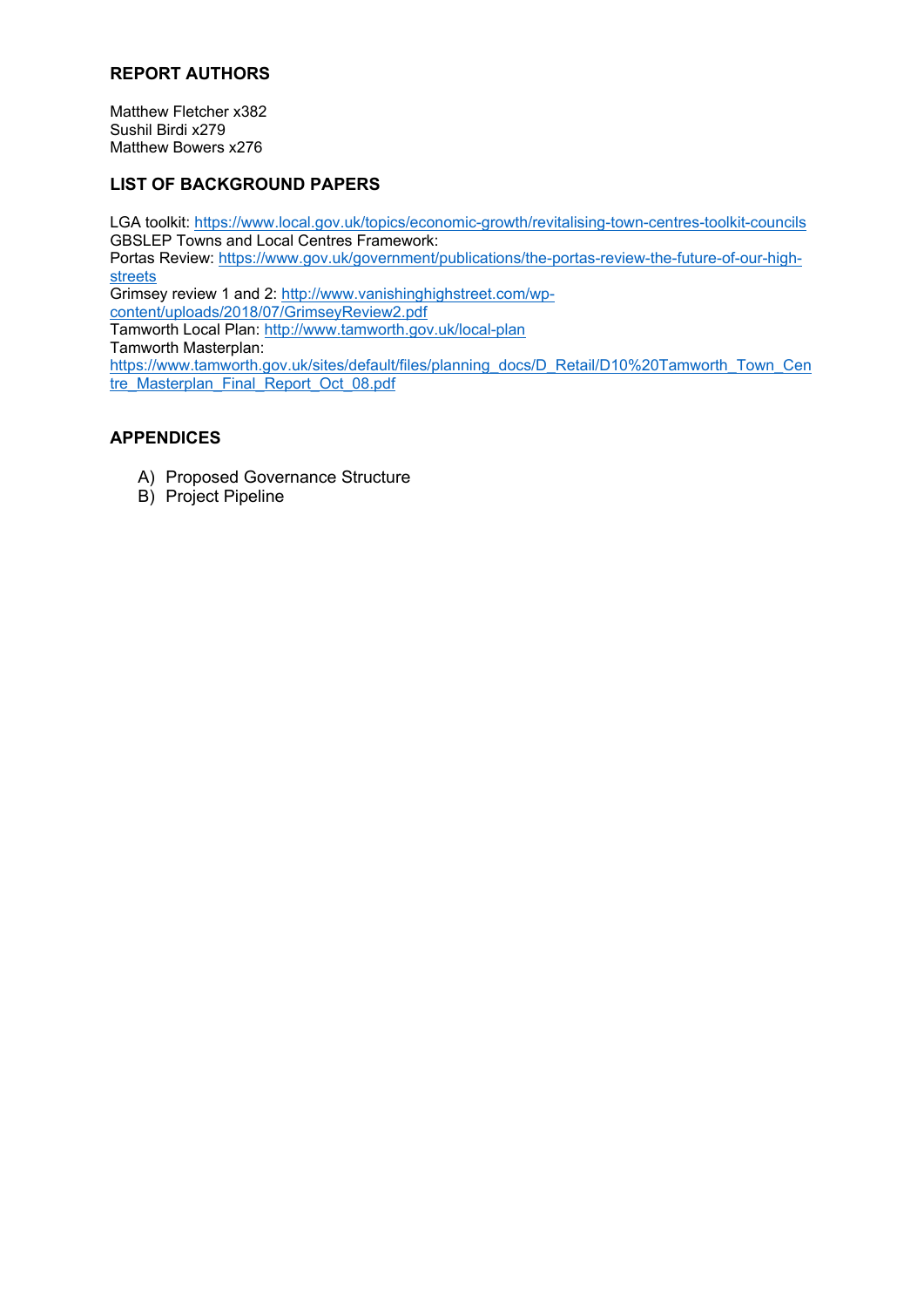## REPORT AUTHORS

Matthew Fletcher x382
Sushil Birdi x279
Matthew Bowers x276

## LIST OF BACKGROUND PAPERS

LGA toolkit: https://www.local.gov.uk/topics/economic-growth/revitalising-town-centres-toolkit-councils
GBSLEP Towns and Local Centres Framework:
Portas Review: https://www.gov.uk/government/publications/the-portas-review-the-future-of-our-high-streets
Grimsey review 1 and 2: http://www.vanishinghighstreet.com/wp-content/uploads/2018/07/GrimseyReview2.pdf
Tamworth Local Plan: http://www.tamworth.gov.uk/local-plan
Tamworth Masterplan:
https://www.tamworth.gov.uk/sites/default/files/planning_docs/D_Retail/D10%20Tamworth_Town_Centre_Masterplan_Final_Report_Oct_08.pdf

## APPENDICES

A) Proposed Governance Structure
B) Project Pipeline